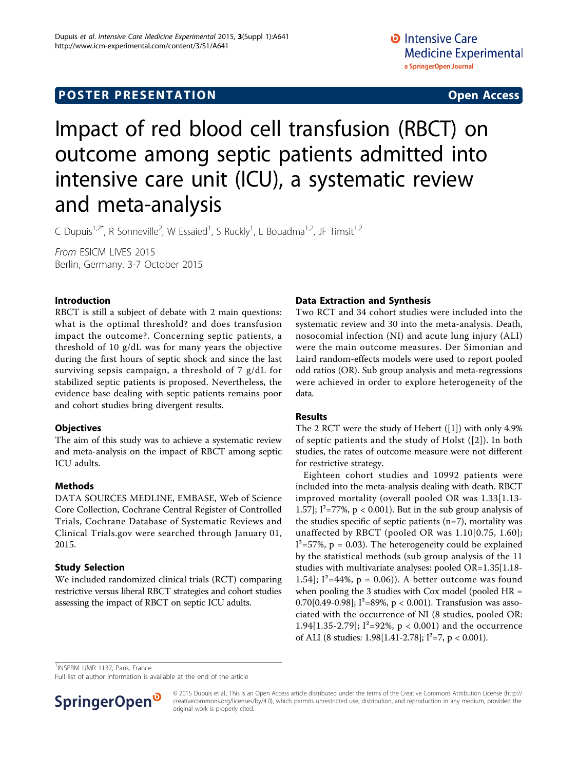POSTER PRESENTATION — Open Access

# Impact of red blood cell transfusion (RBCT) on outcome among septic patients admitted into intensive care unit (ICU), a systematic review and meta-analysis

C Dupuis[1,2*], R Sonneville[2], W Essaied[1], S Ruckly[1], L Bouadma[1,2], JF Timsit[1,2]

*From* ESICM LIVES 2015
Berlin, Germany. 3-7 October 2015

## Introduction

RBCT is still a subject of debate with 2 main questions: what is the optimal threshold? and does transfusion impact the outcome?. Concerning septic patients, a threshold of 10 g/dL was for many years the objective during the first hours of septic shock and since the last surviving sepsis campaign, a threshold of 7 g/dL for stabilized septic patients is proposed. Nevertheless, the evidence base dealing with septic patients remains poor and cohort studies bring divergent results.

## Objectives

The aim of this study was to achieve a systematic review and meta-analysis on the impact of RBCT among septic ICU adults.

## Methods

DATA SOURCES MEDLINE, EMBASE, Web of Science Core Collection, Cochrane Central Register of Controlled Trials, Cochrane Database of Systematic Reviews and Clinical Trials.gov were searched through January 01, 2015.

## Study Selection

We included randomized clinical trials (RCT) comparing restrictive versus liberal RBCT strategies and cohort studies assessing the impact of RBCT on septic ICU adults.

## Data Extraction and Synthesis

Two RCT and 34 cohort studies were included into the systematic review and 30 into the meta-analysis. Death, nosocomial infection (NI) and acute lung injury (ALI) were the main outcome measures. Der Simonian and Laird random-effects models were used to report pooled odd ratios (OR). Sub group analysis and meta-regressions were achieved in order to explore heterogeneity of the data.

## Results

The 2 RCT were the study of Hebert ([1]) with only 4.9% of septic patients and the study of Holst ([2]). In both studies, the rates of outcome measure were not different for restrictive strategy.

Eighteen cohort studies and 10992 patients were included into the meta-analysis dealing with death. RBCT improved mortality (overall pooled OR was 1.33[1.13-1.57]; $I^2$=77%, $p < 0.001$). But in the sub group analysis of the studies specific of septic patients (n=7), mortality was unaffected by RBCT (pooled OR was 1.10[0.75, 1.60]; $I^2$=57%, $p = 0.03$). The heterogeneity could be explained by the statistical methods (sub group analysis of the 11 studies with multivariate analyses: pooled OR=1.35[1.18-1.54]; $I^2$=44%, $p = 0.06$)). A better outcome was found when pooling the 3 studies with Cox model (pooled HR = 0.70[0.49-0.98]; $I^2$=89%, $p < 0.001$). Transfusion was associated with the occurrence of NI (8 studies, pooled OR: 1.94[1.35-2.79]; $I^2$=92%, $p < 0.001$) and the occurrence of ALI (8 studies: 1.98[1.41-2.78]; $I^2$=7, $p < 0.001$).

[1]INSERM UMR 1137, Paris, France
Full list of author information is available at the end of the article

© 2015 Dupuis et al.; This is an Open Access article distributed under the terms of the Creative Commons Attribution License (http://creativecommons.org/licenses/by/4.0), which permits unrestricted use, distribution, and reproduction in any medium, provided the original work is properly cited.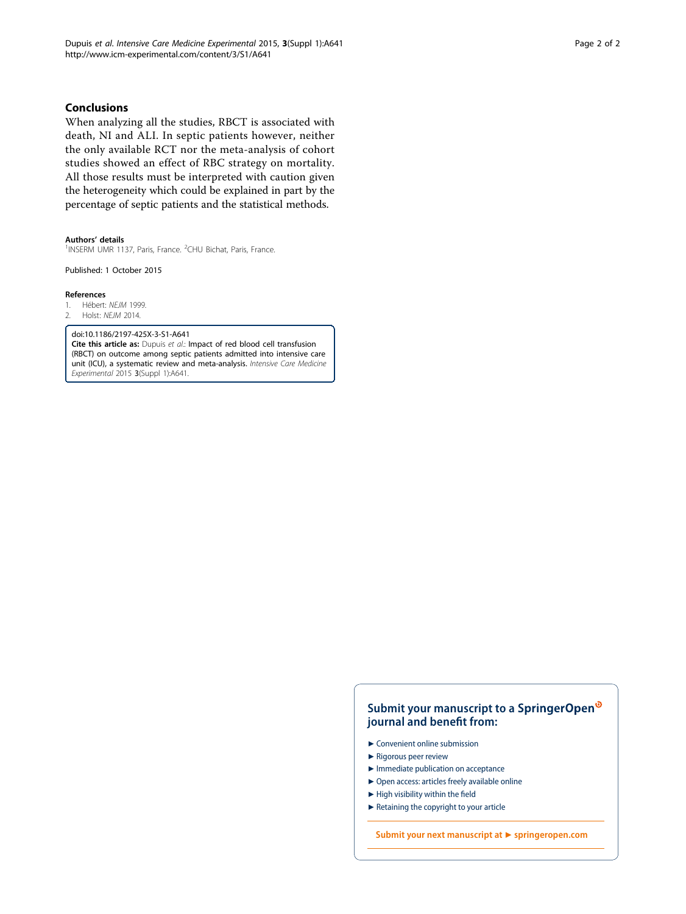## Conclusions

When analyzing all the studies, RBCT is associated with death, NI and ALI. In septic patients however, neither the only available RCT nor the meta-analysis of cohort studies showed an effect of RBC strategy on mortality. All those results must be interpreted with caution given the heterogeneity which could be explained in part by the percentage of septic patients and the statistical methods.

**Authors' details**
[1]INSERM UMR 1137, Paris, France. [2]CHU Bichat, Paris, France.

Published: 1 October 2015

**References**

1. Hébert: *NEJM* 1999.
2. Holst: *NEJM* 2014.

doi:10.1186/2197-425X-3-S1-A641
**Cite this article as:** Dupuis *et al.*: Impact of red blood cell transfusion (RBCT) on outcome among septic patients admitted into intensive care unit (ICU), a systematic review and meta-analysis. *Intensive Care Medicine Experimental* 2015 **3**(Suppl 1):A641.

**Submit your manuscript to a SpringerOpen journal and benefit from:**

- ► Convenient online submission
- ► Rigorous peer review
- ► Immediate publication on acceptance
- ► Open access: articles freely available online
- ► High visibility within the field
- ► Retaining the copyright to your article

**Submit your next manuscript at ► springeropen.com**